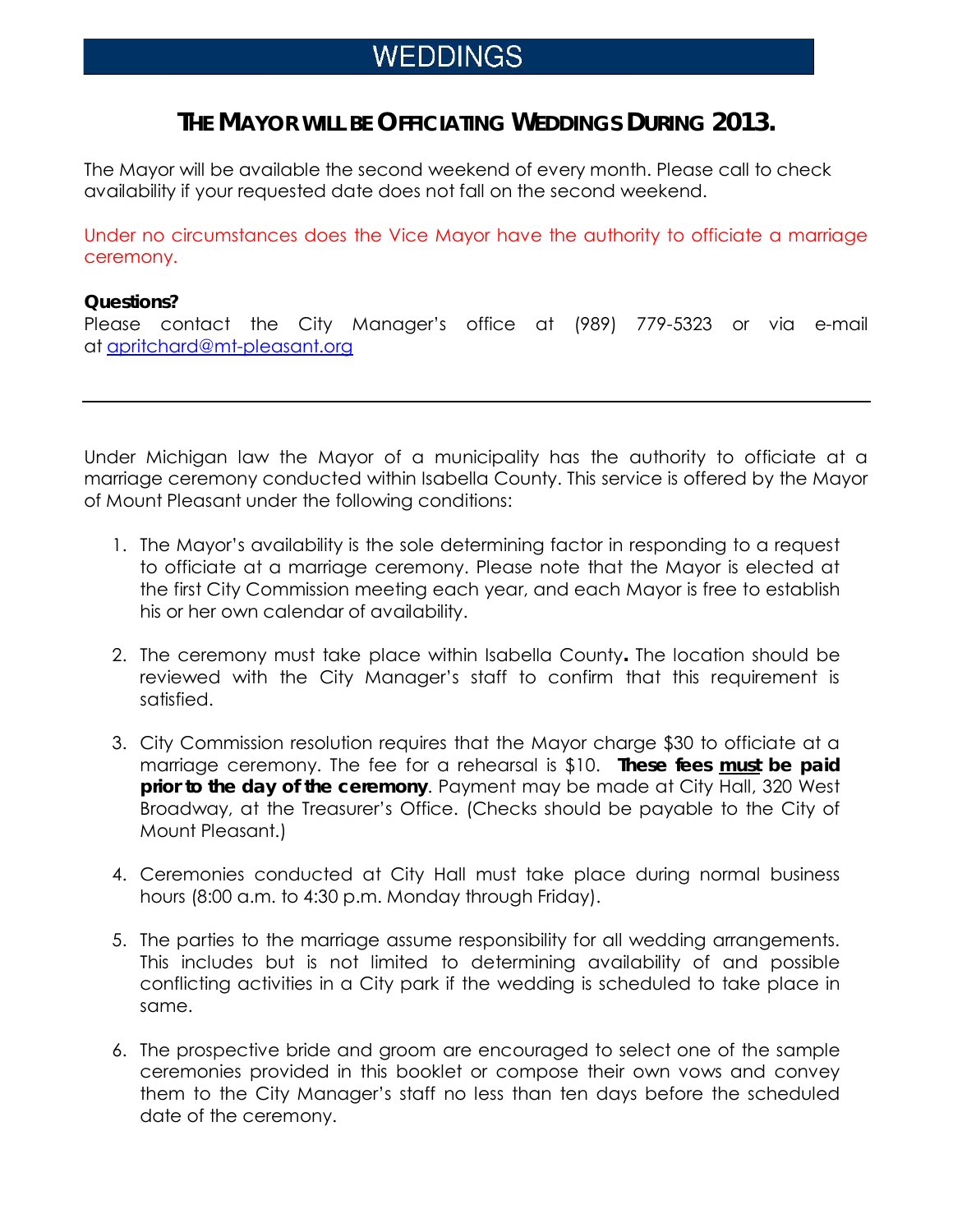# WEDDINGS

## THE MAYOR WILL BE OFFICIATING WEDDINGS DURING 2013.

The Mayor will be available the second weekend of every month. Please call to check availability if your requested date does not fall on the second weekend.

Under no circumstances does the Vice Mayor have the authority to officiate a marriage ceremony.

**Questions?**
Please contact the City Manager's office at (989) 779-5323 or via e-mail at apritchard@mt-pleasant.org

---

Under Michigan law the Mayor of a municipality has the authority to officiate at a marriage ceremony conducted within Isabella County. This service is offered by the Mayor of Mount Pleasant under the following conditions:

1. The Mayor's availability is the sole determining factor in responding to a request to officiate at a marriage ceremony. Please note that the Mayor is elected at the first City Commission meeting each year, and each Mayor is free to establish his or her own calendar of availability.

2. The ceremony must take place within Isabella County**.** The location should be reviewed with the City Manager's staff to confirm that this requirement is satisfied.

3. City Commission resolution requires that the Mayor charge $30 to officiate at a marriage ceremony. The fee for a rehearsal is $10. **These fees <u>must</u> be paid prior to the day of the ceremony**. Payment may be made at City Hall, 320 West Broadway, at the Treasurer's Office. (Checks should be payable to the City of Mount Pleasant.)

4. Ceremonies conducted at City Hall must take place during normal business hours (8:00 a.m. to 4:30 p.m. Monday through Friday).

5. The parties to the marriage assume responsibility for all wedding arrangements. This includes but is not limited to determining availability of and possible conflicting activities in a City park if the wedding is scheduled to take place in same.

6. The prospective bride and groom are encouraged to select one of the sample ceremonies provided in this booklet or compose their own vows and convey them to the City Manager's staff no less than ten days before the scheduled date of the ceremony.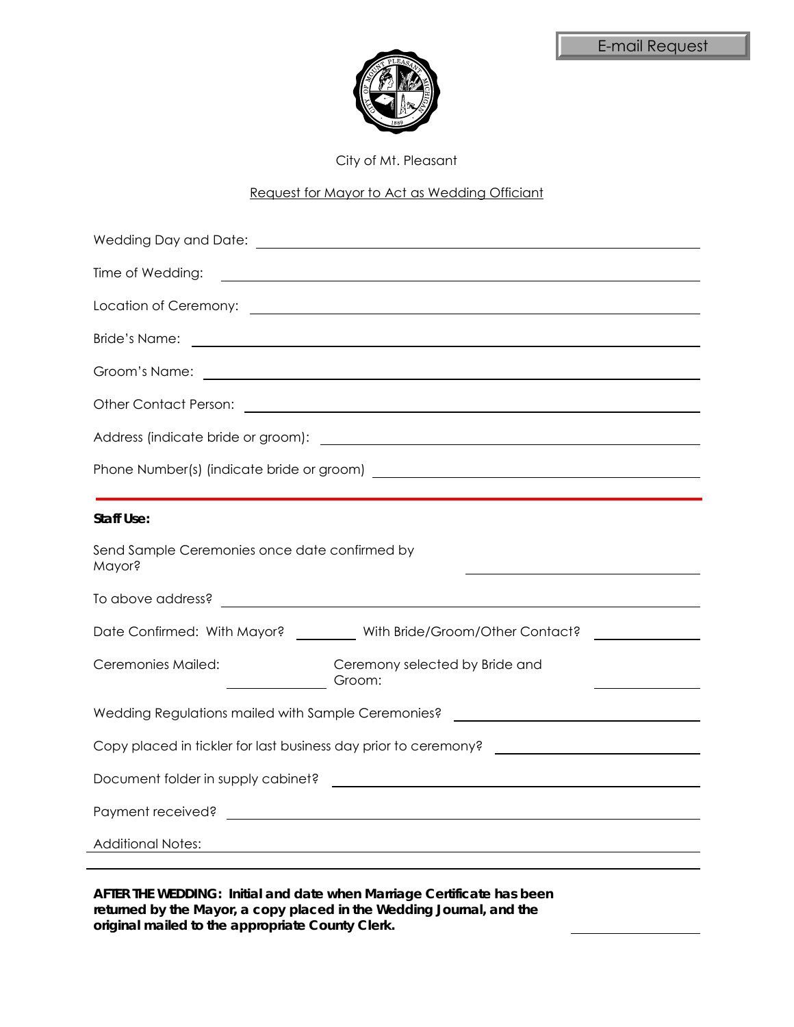E-mail Request

City of Mt. Pleasant

Request for Mayor to Act as Wedding Officiant

Wedding Day and Date: ______________________________

Time of Wedding: ______________________________

Location of Ceremony: ______________________________

Bride's Name: ______________________________

Groom's Name: ______________________________

Other Contact Person: ______________________________

Address (indicate bride or groom): ______________________________

Phone Number(s) (indicate bride or groom) ______________________________

---

**Staff Use:**

Send Sample Ceremonies once date confirmed by Mayor? ______________________________

To above address? ______________________________

Date Confirmed: With Mayor? __________ With Bride/Groom/Other Contact? __________

Ceremonies Mailed: __________ Ceremony selected by Bride and Groom: __________

Wedding Regulations mailed with Sample Ceremonies? ______________________________

Copy placed in tickler for last business day prior to ceremony? ______________________________

Document folder in supply cabinet? ______________________________

Payment received? ______________________________

Additional Notes: ______________________________

______________________________

**AFTER THE WEDDING: Initial and date when Marriage Certificate has been returned by the Mayor, a copy placed in the Wedding Journal, and the original mailed to the appropriate County Clerk.** __________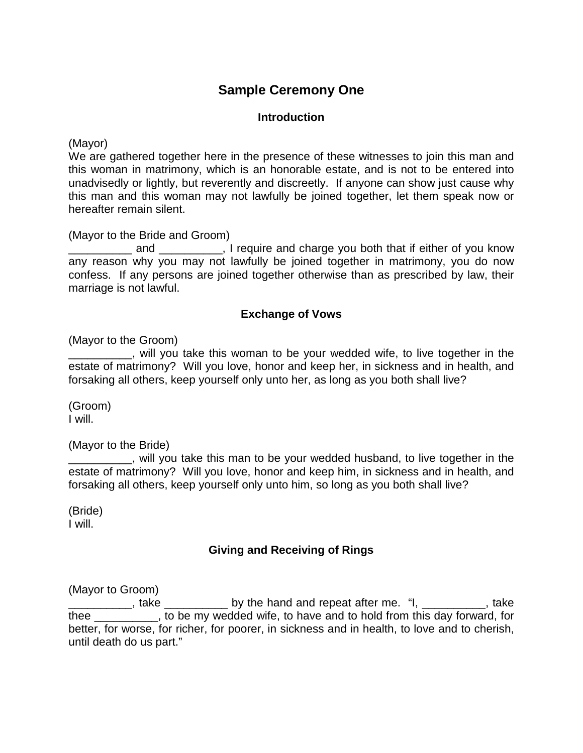## Sample Ceremony One

### Introduction

(Mayor)
We are gathered together here in the presence of these witnesses to join this man and this woman in matrimony, which is an honorable estate, and is not to be entered into unadvisedly or lightly, but reverently and discreetly. If anyone can show just cause why this man and this woman may not lawfully be joined together, let them speak now or hereafter remain silent.

(Mayor to the Bride and Groom)
__________ and __________, I require and charge you both that if either of you know any reason why you may not lawfully be joined together in matrimony, you do now confess. If any persons are joined together otherwise than as prescribed by law, their marriage is not lawful.

### Exchange of Vows

(Mayor to the Groom)
__________, will you take this woman to be your wedded wife, to live together in the estate of matrimony? Will you love, honor and keep her, in sickness and in health, and forsaking all others, keep yourself only unto her, as long as you both shall live?

(Groom)
I will.

(Mayor to the Bride)
__________, will you take this man to be your wedded husband, to live together in the estate of matrimony? Will you love, honor and keep him, in sickness and in health, and forsaking all others, keep yourself only unto him, so long as you both shall live?

(Bride)
I will.

### Giving and Receiving of Rings

(Mayor to Groom)
__________, take __________ by the hand and repeat after me. "I, __________, take thee __________, to be my wedded wife, to have and to hold from this day forward, for better, for worse, for richer, for poorer, in sickness and in health, to love and to cherish, until death do us part."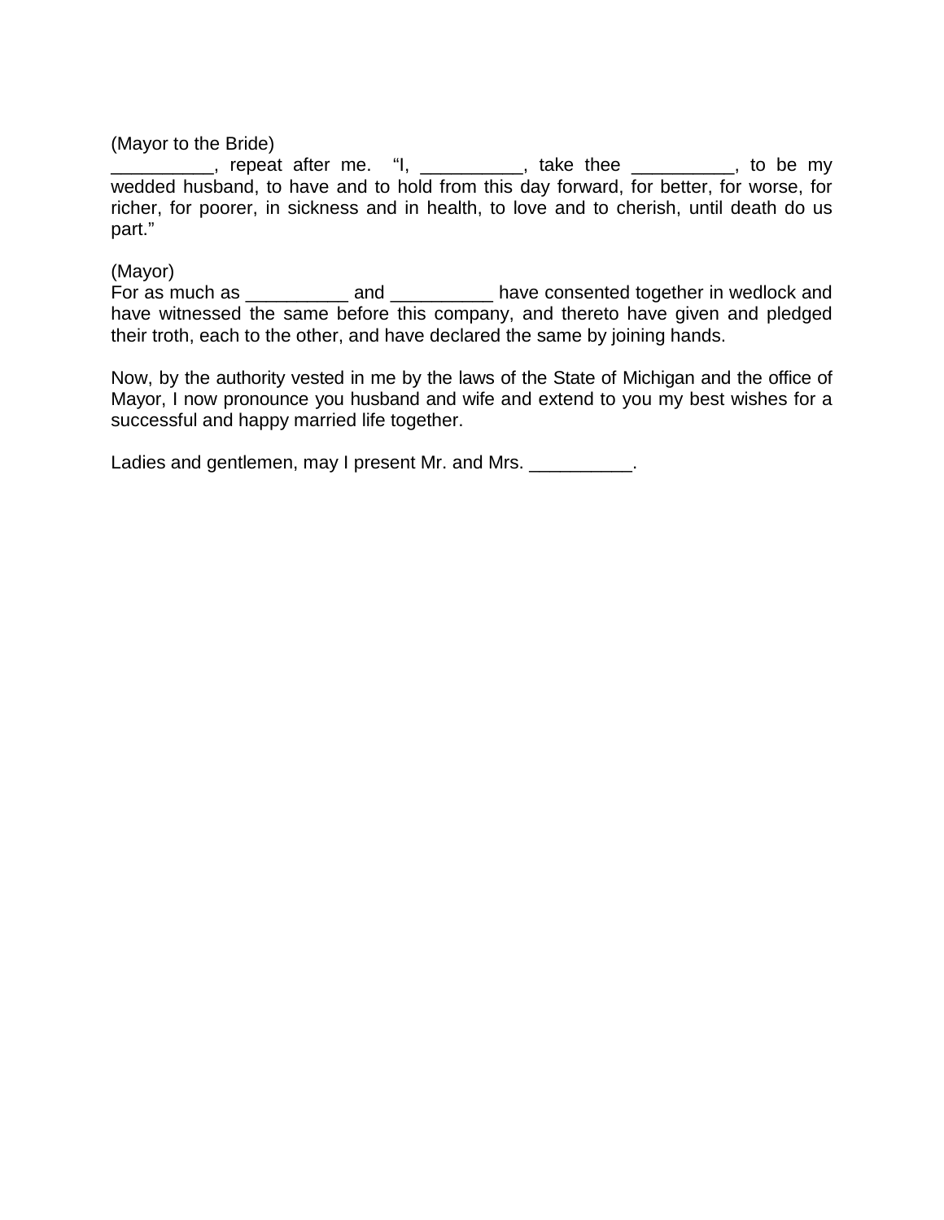(Mayor to the Bride)
__________, repeat after me. "I, __________, take thee __________, to be my wedded husband, to have and to hold from this day forward, for better, for worse, for richer, for poorer, in sickness and in health, to love and to cherish, until death do us part."

(Mayor)
For as much as __________ and __________ have consented together in wedlock and have witnessed the same before this company, and thereto have given and pledged their troth, each to the other, and have declared the same by joining hands.

Now, by the authority vested in me by the laws of the State of Michigan and the office of Mayor, I now pronounce you husband and wife and extend to you my best wishes for a successful and happy married life together.

Ladies and gentlemen, may I present Mr. and Mrs. __________.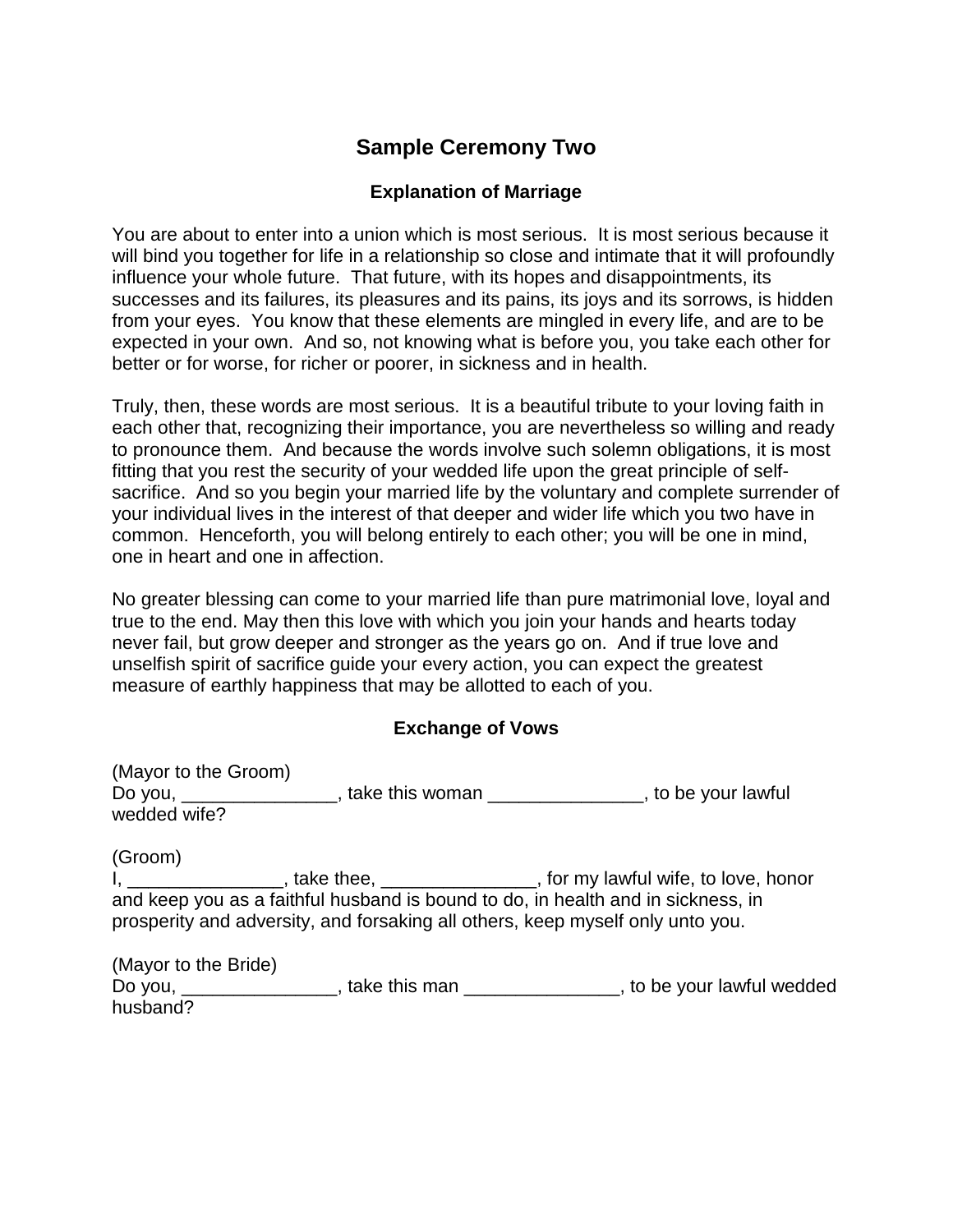# Sample Ceremony Two

### Explanation of Marriage

You are about to enter into a union which is most serious. It is most serious because it will bind you together for life in a relationship so close and intimate that it will profoundly influence your whole future. That future, with its hopes and disappointments, its successes and its failures, its pleasures and its pains, its joys and its sorrows, is hidden from your eyes. You know that these elements are mingled in every life, and are to be expected in your own. And so, not knowing what is before you, you take each other for better or for worse, for richer or poorer, in sickness and in health.

Truly, then, these words are most serious. It is a beautiful tribute to your loving faith in each other that, recognizing their importance, you are nevertheless so willing and ready to pronounce them. And because the words involve such solemn obligations, it is most fitting that you rest the security of your wedded life upon the great principle of self-sacrifice. And so you begin your married life by the voluntary and complete surrender of your individual lives in the interest of that deeper and wider life which you two have in common. Henceforth, you will belong entirely to each other; you will be one in mind, one in heart and one in affection.

No greater blessing can come to your married life than pure matrimonial love, loyal and true to the end. May then this love with which you join your hands and hearts today never fail, but grow deeper and stronger as the years go on. And if true love and unselfish spirit of sacrifice guide your every action, you can expect the greatest measure of earthly happiness that may be allotted to each of you.

### Exchange of Vows

(Mayor to the Groom)
Do you, _______________, take this woman _______________, to be your lawful wedded wife?

(Groom)
I, _______________, take thee, _______________, for my lawful wife, to love, honor and keep you as a faithful husband is bound to do, in health and in sickness, in prosperity and adversity, and forsaking all others, keep myself only unto you.

(Mayor to the Bride)
Do you, _______________, take this man _______________, to be your lawful wedded husband?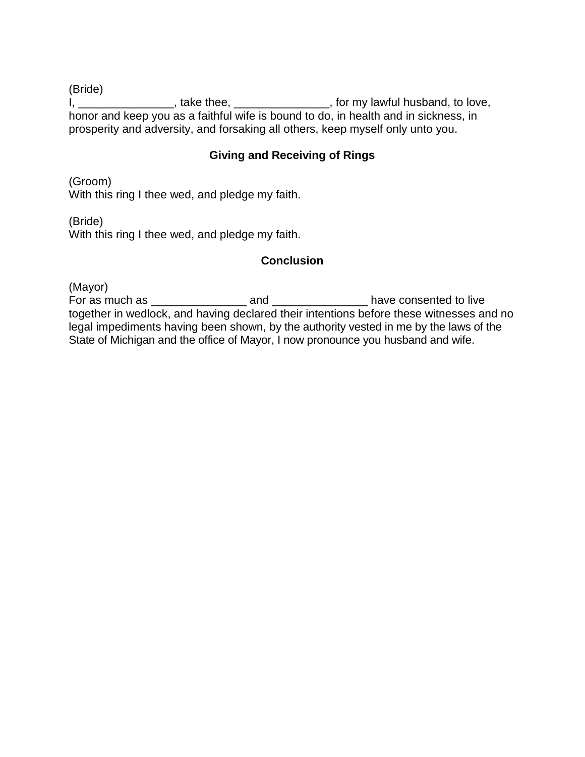(Bride)
I, _______________, take thee, _______________, for my lawful husband, to love, honor and keep you as a faithful wife is bound to do, in health and in sickness, in prosperity and adversity, and forsaking all others, keep myself only unto you.

## Giving and Receiving of Rings

(Groom)
With this ring I thee wed, and pledge my faith.

(Bride)
With this ring I thee wed, and pledge my faith.

## Conclusion

(Mayor)
For as much as _______________ and _______________ have consented to live together in wedlock, and having declared their intentions before these witnesses and no legal impediments having been shown, by the authority vested in me by the laws of the State of Michigan and the office of Mayor, I now pronounce you husband and wife.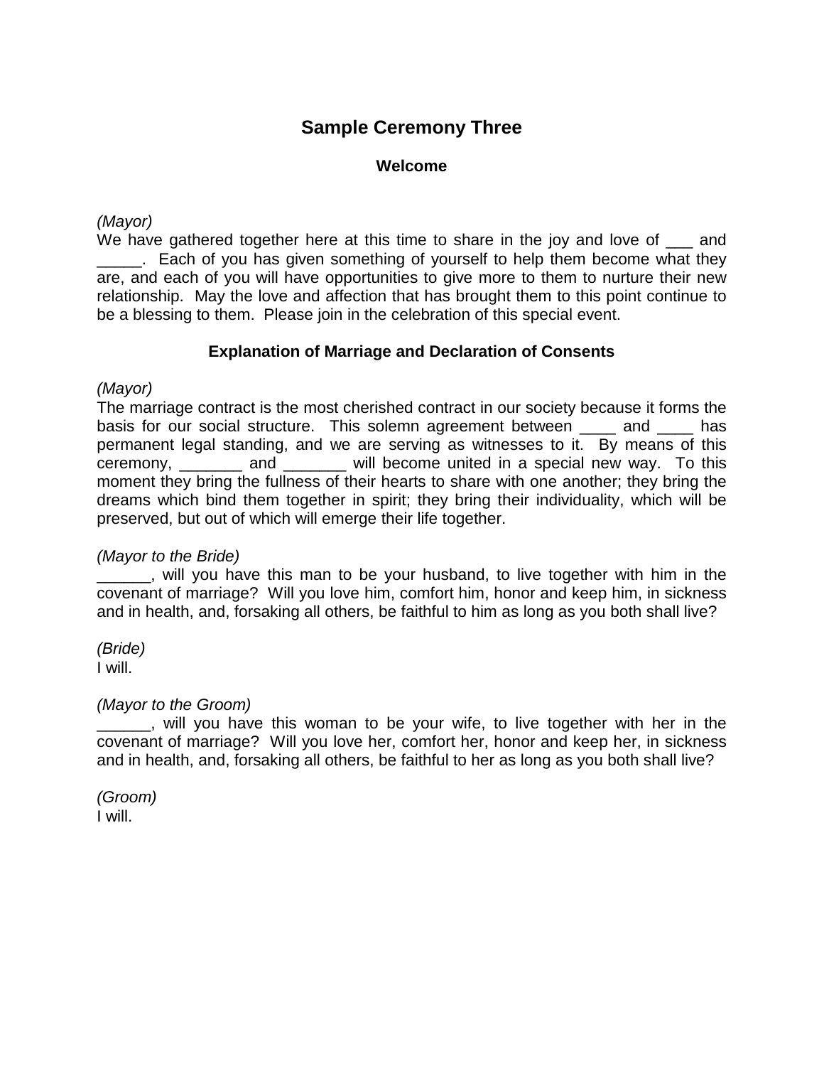# Sample Ceremony Three

### Welcome

*(Mayor)*
We have gathered together here at this time to share in the joy and love of ___ and _____. Each of you has given something of yourself to help them become what they are, and each of you will have opportunities to give more to them to nurture their new relationship. May the love and affection that has brought them to this point continue to be a blessing to them. Please join in the celebration of this special event.

### Explanation of Marriage and Declaration of Consents

*(Mayor)*
The marriage contract is the most cherished contract in our society because it forms the basis for our social structure. This solemn agreement between ____ and ____ has permanent legal standing, and we are serving as witnesses to it. By means of this ceremony, _______ and _______ will become united in a special new way. To this moment they bring the fullness of their hearts to share with one another; they bring the dreams which bind them together in spirit; they bring their individuality, which will be preserved, but out of which will emerge their life together.

*(Mayor to the Bride)*
______, will you have this man to be your husband, to live together with him in the covenant of marriage? Will you love him, comfort him, honor and keep him, in sickness and in health, and, forsaking all others, be faithful to him as long as you both shall live?

*(Bride)*
I will.

*(Mayor to the Groom)*
______, will you have this woman to be your wife, to live together with her in the covenant of marriage? Will you love her, comfort her, honor and keep her, in sickness and in health, and, forsaking all others, be faithful to her as long as you both shall live?

*(Groom)*
I will.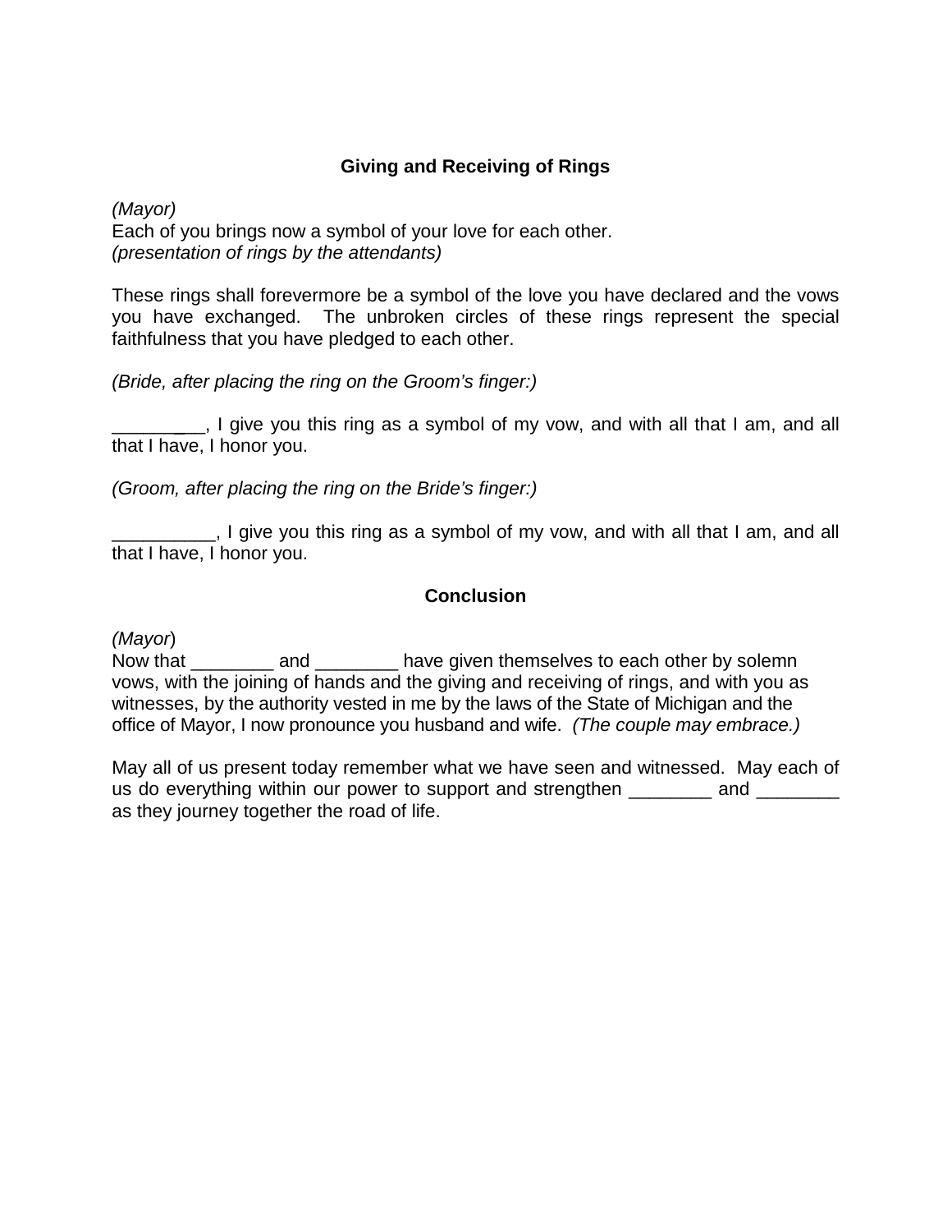## Giving and Receiving of Rings

*(Mayor)*
Each of you brings now a symbol of your love for each other.
*(presentation of rings by the attendants)*

These rings shall forevermore be a symbol of the love you have declared and the vows you have exchanged. The unbroken circles of these rings represent the special faithfulness that you have pledged to each other.

*(Bride, after placing the ring on the Groom's finger:)*

__________, I give you this ring as a symbol of my vow, and with all that I am, and all that I have, I honor you.

*(Groom, after placing the ring on the Bride's finger:)*

__________, I give you this ring as a symbol of my vow, and with all that I am, and all that I have, I honor you.

## Conclusion

*(Mayor)*
Now that ________ and ________ have given themselves to each other by solemn vows, with the joining of hands and the giving and receiving of rings, and with you as witnesses, by the authority vested in me by the laws of the State of Michigan and the office of Mayor, I now pronounce you husband and wife. *(The couple may embrace.)*

May all of us present today remember what we have seen and witnessed. May each of us do everything within our power to support and strengthen ________ and ________ as they journey together the road of life.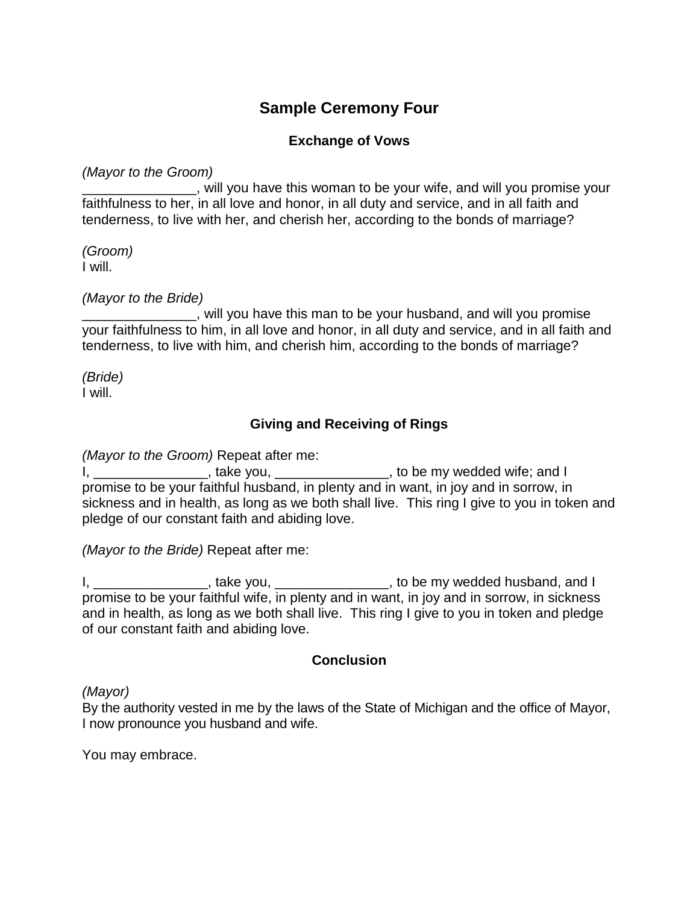# Sample Ceremony Four

## Exchange of Vows

*(Mayor to the Groom)*
_______________, will you have this woman to be your wife, and will you promise your faithfulness to her, in all love and honor, in all duty and service, and in all faith and tenderness, to live with her, and cherish her, according to the bonds of marriage?

*(Groom)*
I will.

*(Mayor to the Bride)*
_______________, will you have this man to be your husband, and will you promise your faithfulness to him, in all love and honor, in all duty and service, and in all faith and tenderness, to live with him, and cherish him, according to the bonds of marriage?

*(Bride)*
I will.

## Giving and Receiving of Rings

*(Mayor to the Groom)* Repeat after me:
I, _______________, take you, _______________, to be my wedded wife; and I promise to be your faithful husband, in plenty and in want, in joy and in sorrow, in sickness and in health, as long as we both shall live. This ring I give to you in token and pledge of our constant faith and abiding love.

*(Mayor to the Bride)* Repeat after me:

I, _______________, take you, _______________, to be my wedded husband, and I promise to be your faithful wife, in plenty and in want, in joy and in sorrow, in sickness and in health, as long as we both shall live. This ring I give to you in token and pledge of our constant faith and abiding love.

## Conclusion

*(Mayor)*
By the authority vested in me by the laws of the State of Michigan and the office of Mayor, I now pronounce you husband and wife.

You may embrace.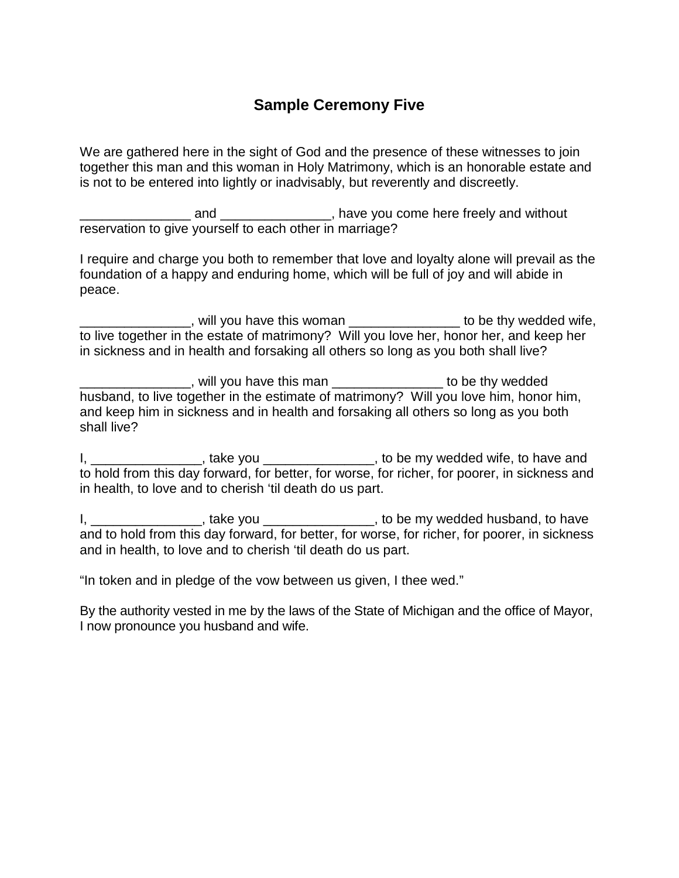## Sample Ceremony Five

We are gathered here in the sight of God and the presence of these witnesses to join together this man and this woman in Holy Matrimony, which is an honorable estate and is not to be entered into lightly or inadvisably, but reverently and discreetly.

_______________ and _______________, have you come here freely and without reservation to give yourself to each other in marriage?

I require and charge you both to remember that love and loyalty alone will prevail as the foundation of a happy and enduring home, which will be full of joy and will abide in peace.

_______________, will you have this woman _______________ to be thy wedded wife, to live together in the estate of matrimony? Will you love her, honor her, and keep her in sickness and in health and forsaking all others so long as you both shall live?

_______________, will you have this man _______________ to be thy wedded husband, to live together in the estimate of matrimony? Will you love him, honor him, and keep him in sickness and in health and forsaking all others so long as you both shall live?

I, _______________, take you _______________, to be my wedded wife, to have and to hold from this day forward, for better, for worse, for richer, for poorer, in sickness and in health, to love and to cherish 'til death do us part.

I, _______________, take you _______________, to be my wedded husband, to have and to hold from this day forward, for better, for worse, for richer, for poorer, in sickness and in health, to love and to cherish 'til death do us part.

"In token and in pledge of the vow between us given, I thee wed."

By the authority vested in me by the laws of the State of Michigan and the office of Mayor, I now pronounce you husband and wife.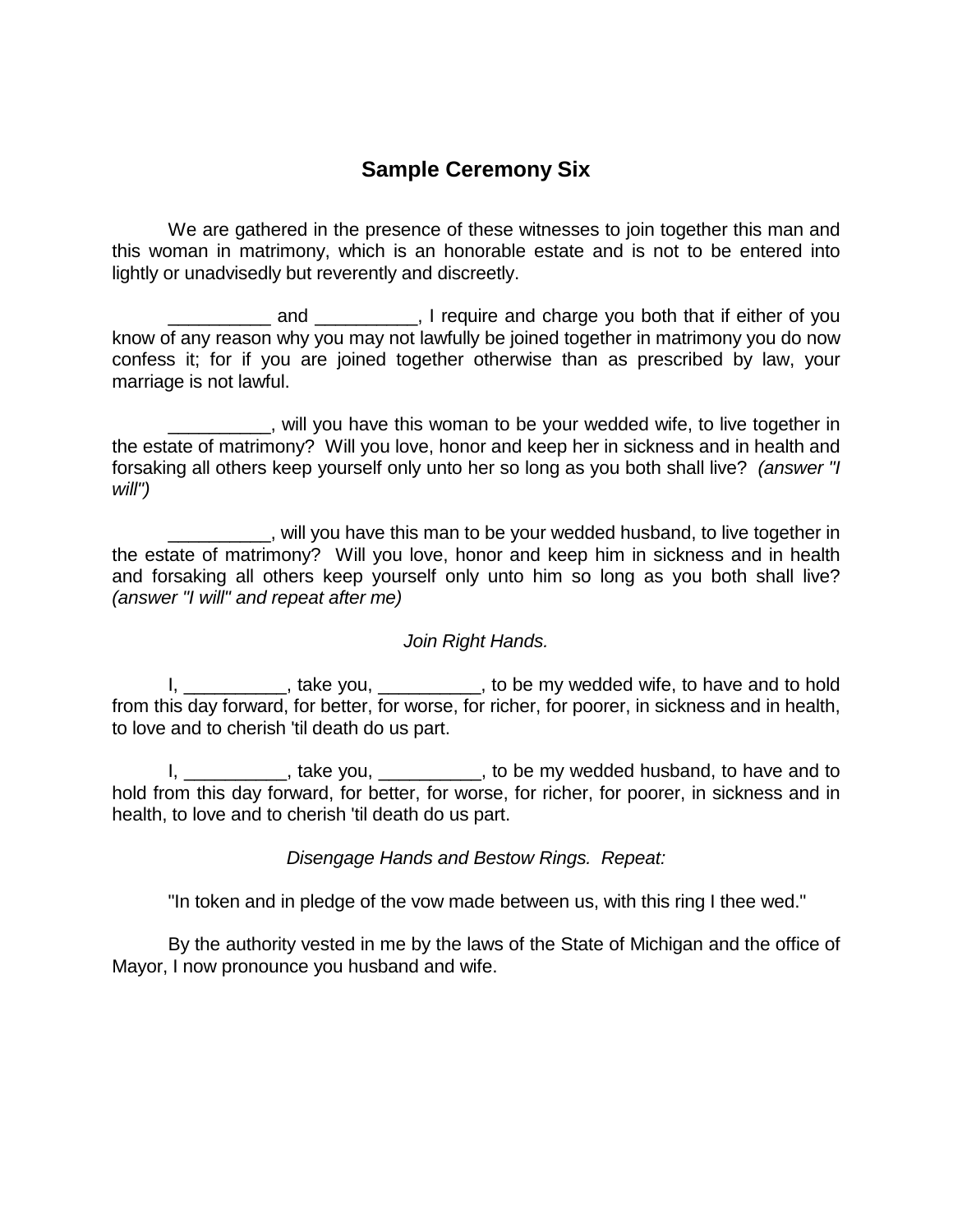## Sample Ceremony Six

We are gathered in the presence of these witnesses to join together this man and this woman in matrimony, which is an honorable estate and is not to be entered into lightly or unadvisedly but reverently and discreetly.

__________ and __________, I require and charge you both that if either of you know of any reason why you may not lawfully be joined together in matrimony you do now confess it; for if you are joined together otherwise than as prescribed by law, your marriage is not lawful.

__________, will you have this woman to be your wedded wife, to live together in the estate of matrimony? Will you love, honor and keep her in sickness and in health and forsaking all others keep yourself only unto her so long as you both shall live? *(answer "I will")*

__________, will you have this man to be your wedded husband, to live together in the estate of matrimony? Will you love, honor and keep him in sickness and in health and forsaking all others keep yourself only unto him so long as you both shall live? *(answer "I will" and repeat after me)*

*Join Right Hands.*

I, __________, take you, __________, to be my wedded wife, to have and to hold from this day forward, for better, for worse, for richer, for poorer, in sickness and in health, to love and to cherish 'til death do us part.

I, __________, take you, __________, to be my wedded husband, to have and to hold from this day forward, for better, for worse, for richer, for poorer, in sickness and in health, to love and to cherish 'til death do us part.

*Disengage Hands and Bestow Rings. Repeat:*

"In token and in pledge of the vow made between us, with this ring I thee wed."

By the authority vested in me by the laws of the State of Michigan and the office of Mayor, I now pronounce you husband and wife.